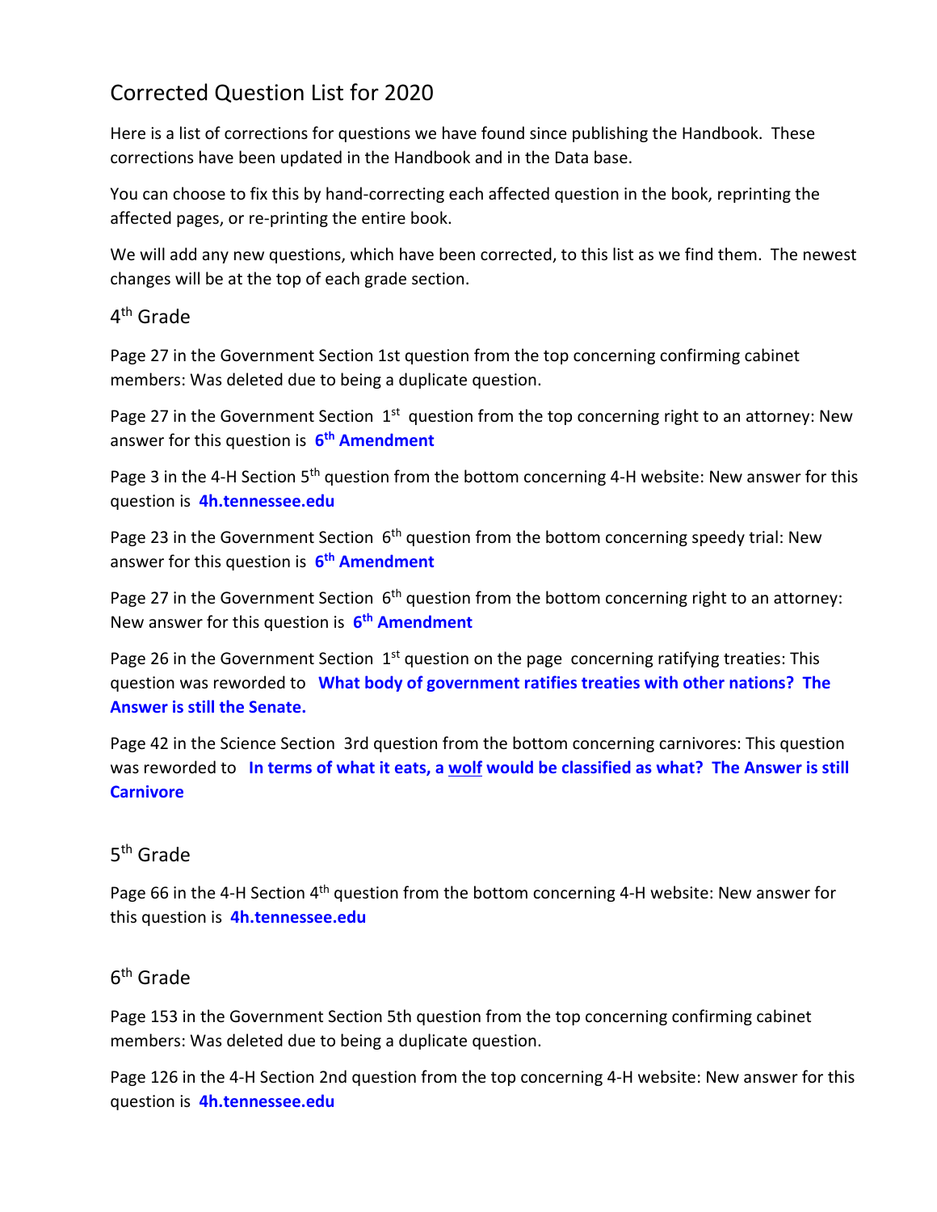# Corrected Question List for 2020

Here is a list of corrections for questions we have found since publishing the Handbook. These corrections have been updated in the Handbook and in the Data base.

You can choose to fix this by hand-correcting each affected question in the book, reprinting the affected pages, or re-printing the entire book.

We will add any new questions, which have been corrected, to this list as we find them. The newest changes will be at the top of each grade section.

## 4th Grade

Page 27 in the Government Section 1st question from the top concerning confirming cabinet members: Was deleted due to being a duplicate question.

Page 27 in the Government Section 1st question from the top concerning right to an attorney: New answer for this question is **6th Amendment**

Page 3 in the 4-H Section 5th question from the bottom concerning 4-H website: New answer for this question is **4h.tennessee.edu**

Page 23 in the Government Section 6th question from the bottom concerning speedy trial: New answer for this question is **6th Amendment**

Page 27 in the Government Section 6th question from the bottom concerning right to an attorney: New answer for this question is **6th Amendment**

Page 26 in the Government Section 1st question on the page concerning ratifying treaties: This question was reworded to **What body of government ratifies treaties with other nations? The Answer is still the Senate.**

Page 42 in the Science Section 3rd question from the bottom concerning carnivores: This question was reworded to **In terms of what it eats, a wolf would be classified as what? The Answer is still Carnivore**

## 5th Grade

Page 66 in the 4-H Section 4th question from the bottom concerning 4-H website: New answer for this question is **4h.tennessee.edu**

## 6th Grade

Page 153 in the Government Section 5th question from the top concerning confirming cabinet members: Was deleted due to being a duplicate question.

Page 126 in the 4-H Section 2nd question from the top concerning 4-H website: New answer for this question is **4h.tennessee.edu**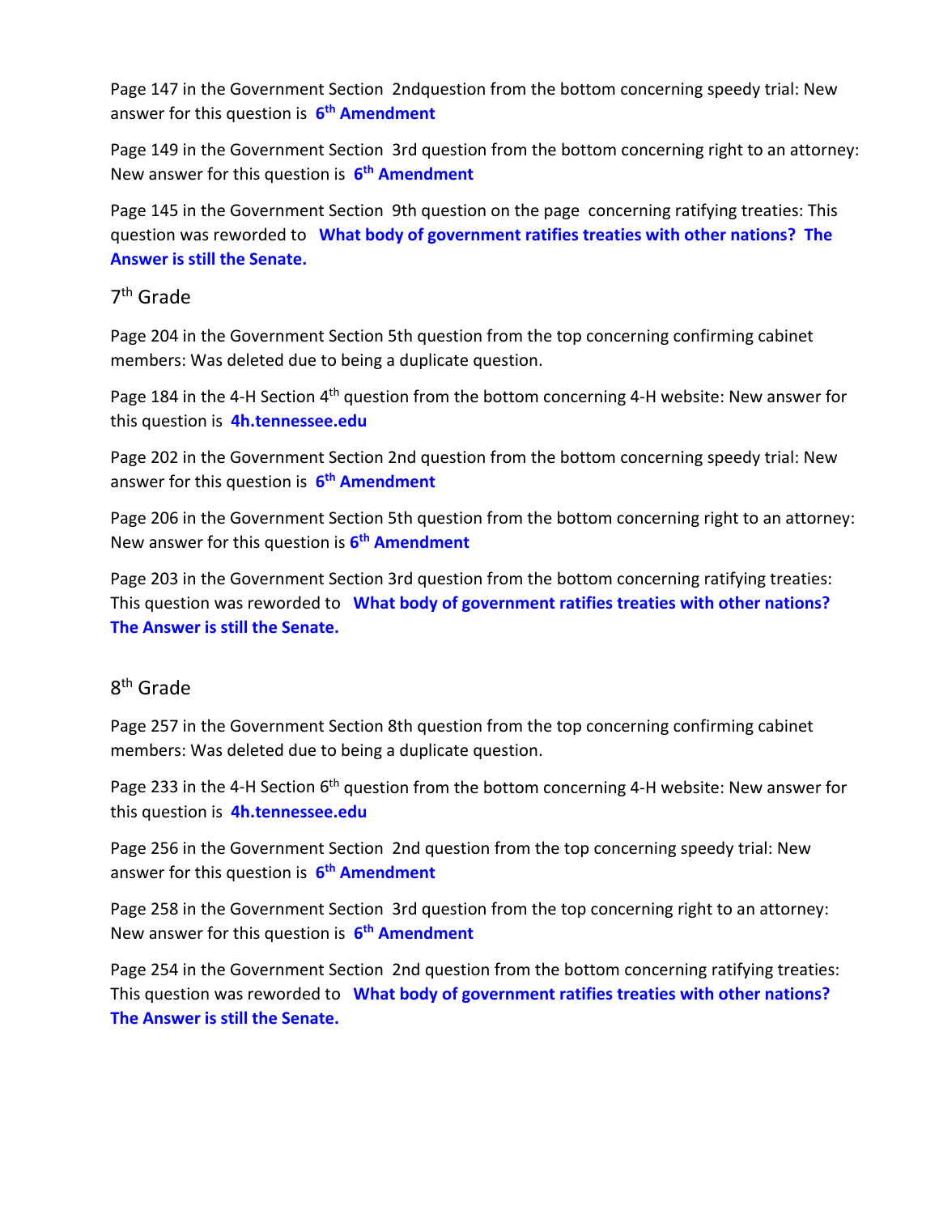Page 147 in the Government Section 2ndquestion from the bottom concerning speedy trial: New answer for this question is **6th Amendment**

Page 149 in the Government Section 3rd question from the bottom concerning right to an attorney: New answer for this question is **6th Amendment**

Page 145 in the Government Section 9th question on the page concerning ratifying treaties: This question was reworded to **What body of government ratifies treaties with other nations? The Answer is still the Senate.**

## 7th Grade

Page 204 in the Government Section 5th question from the top concerning confirming cabinet members: Was deleted due to being a duplicate question.

Page 184 in the 4-H Section 4th question from the bottom concerning 4-H website: New answer for this question is **4h.tennessee.edu**

Page 202 in the Government Section 2nd question from the bottom concerning speedy trial: New answer for this question is **6th Amendment**

Page 206 in the Government Section 5th question from the bottom concerning right to an attorney: New answer for this question is **6th Amendment**

Page 203 in the Government Section 3rd question from the bottom concerning ratifying treaties: This question was reworded to **What body of government ratifies treaties with other nations? The Answer is still the Senate.**

## 8th Grade

Page 257 in the Government Section 8th question from the top concerning confirming cabinet members: Was deleted due to being a duplicate question.

Page 233 in the 4-H Section 6th question from the bottom concerning 4-H website: New answer for this question is **4h.tennessee.edu**

Page 256 in the Government Section 2nd question from the top concerning speedy trial: New answer for this question is **6th Amendment**

Page 258 in the Government Section 3rd question from the top concerning right to an attorney: New answer for this question is **6th Amendment**

Page 254 in the Government Section 2nd question from the bottom concerning ratifying treaties: This question was reworded to **What body of government ratifies treaties with other nations? The Answer is still the Senate.**